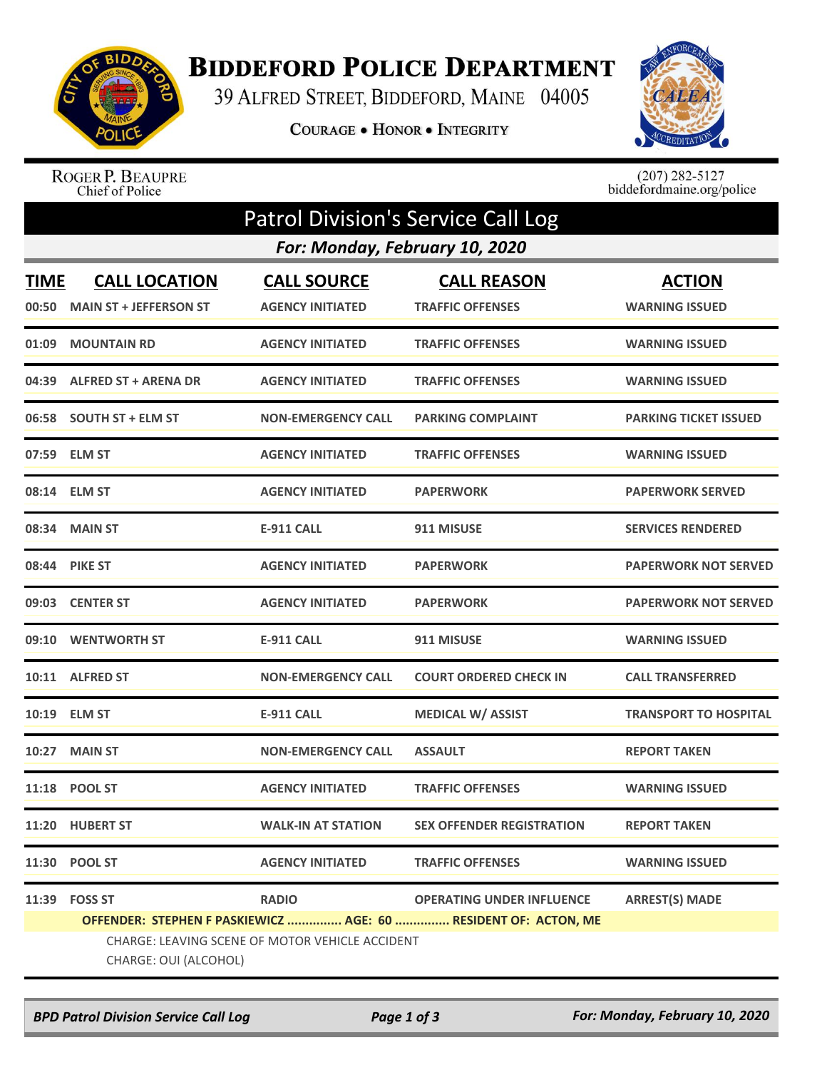# Biddeford Police Department

39 Alfred Street, Biddeford, Maine 04005

Courage • Honor • Integrity

Roger P. Beaupre
Chief of Police

(207) 282-5127
biddefordmaine.org/police

## Patrol Division's Service Call Log

### For: Monday, February 10, 2020

| TIME | CALL LOCATION | CALL SOURCE | CALL REASON | ACTION |
|---|---|---|---|---|
| 00:50 | MAIN ST + JEFFERSON ST | AGENCY INITIATED | TRAFFIC OFFENSES | WARNING ISSUED |
| 01:09 | MOUNTAIN RD | AGENCY INITIATED | TRAFFIC OFFENSES | WARNING ISSUED |
| 04:39 | ALFRED ST + ARENA DR | AGENCY INITIATED | TRAFFIC OFFENSES | WARNING ISSUED |
| 06:58 | SOUTH ST + ELM ST | NON-EMERGENCY CALL | PARKING COMPLAINT | PARKING TICKET ISSUED |
| 07:59 | ELM ST | AGENCY INITIATED | TRAFFIC OFFENSES | WARNING ISSUED |
| 08:14 | ELM ST | AGENCY INITIATED | PAPERWORK | PAPERWORK SERVED |
| 08:34 | MAIN ST | E-911 CALL | 911 MISUSE | SERVICES RENDERED |
| 08:44 | PIKE ST | AGENCY INITIATED | PAPERWORK | PAPERWORK NOT SERVED |
| 09:03 | CENTER ST | AGENCY INITIATED | PAPERWORK | PAPERWORK NOT SERVED |
| 09:10 | WENTWORTH ST | E-911 CALL | 911 MISUSE | WARNING ISSUED |
| 10:11 | ALFRED ST | NON-EMERGENCY CALL | COURT ORDERED CHECK IN | CALL TRANSFERRED |
| 10:19 | ELM ST | E-911 CALL | MEDICAL W/ ASSIST | TRANSPORT TO HOSPITAL |
| 10:27 | MAIN ST | NON-EMERGENCY CALL | ASSAULT | REPORT TAKEN |
| 11:18 | POOL ST | AGENCY INITIATED | TRAFFIC OFFENSES | WARNING ISSUED |
| 11:20 | HUBERT ST | WALK-IN AT STATION | SEX OFFENDER REGISTRATION | REPORT TAKEN |
| 11:30 | POOL ST | AGENCY INITIATED | TRAFFIC OFFENSES | WARNING ISSUED |
| 11:39 | FOSS ST | RADIO | OPERATING UNDER INFLUENCE | ARREST(S) MADE |

**OFFENDER: STEPHEN F PASKIEWICZ ............... AGE: 60 ............... RESIDENT OF: ACTON, ME**

CHARGE: LEAVING SCENE OF MOTOR VEHICLE ACCIDENT

CHARGE: OUI (ALCOHOL)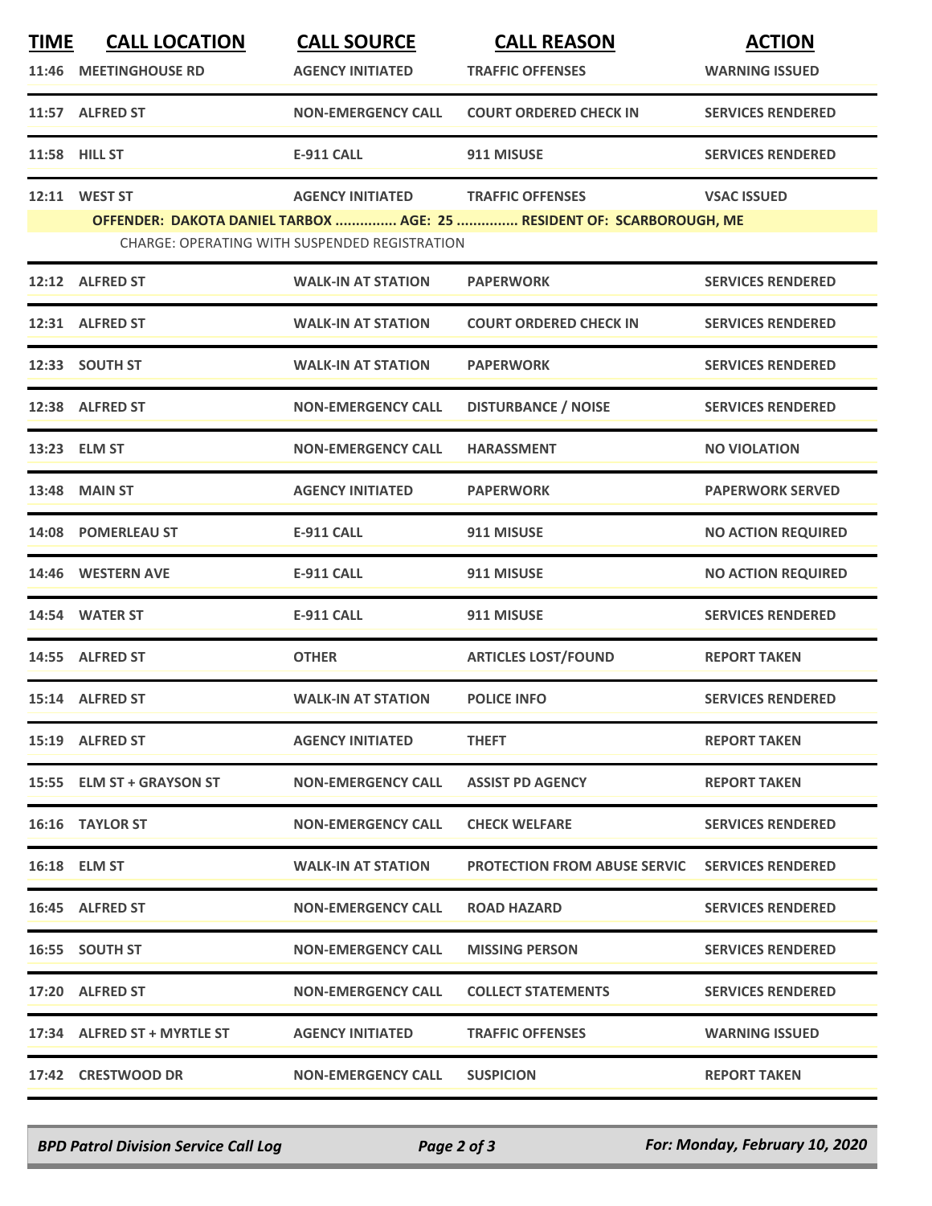| TIME | CALL LOCATION | CALL SOURCE | CALL REASON | ACTION |
|---|---|---|---|---|
| 11:46 | MEETINGHOUSE RD | AGENCY INITIATED | TRAFFIC OFFENSES | WARNING ISSUED |
| 11:57 | ALFRED ST | NON-EMERGENCY CALL | COURT ORDERED CHECK IN | SERVICES RENDERED |
| 11:58 | HILL ST | E-911 CALL | 911 MISUSE | SERVICES RENDERED |
| 12:11 | WEST ST | AGENCY INITIATED | TRAFFIC OFFENSES | VSAC ISSUED |
| | OFFENDER: DAKOTA DANIEL TARBOX ............... AGE: 25 ............... RESIDENT OF: SCARBOROUGH, ME | | | |
| | CHARGE: OPERATING WITH SUSPENDED REGISTRATION | | | |
| 12:12 | ALFRED ST | WALK-IN AT STATION | PAPERWORK | SERVICES RENDERED |
| 12:31 | ALFRED ST | WALK-IN AT STATION | COURT ORDERED CHECK IN | SERVICES RENDERED |
| 12:33 | SOUTH ST | WALK-IN AT STATION | PAPERWORK | SERVICES RENDERED |
| 12:38 | ALFRED ST | NON-EMERGENCY CALL | DISTURBANCE / NOISE | SERVICES RENDERED |
| 13:23 | ELM ST | NON-EMERGENCY CALL | HARASSMENT | NO VIOLATION |
| 13:48 | MAIN ST | AGENCY INITIATED | PAPERWORK | PAPERWORK SERVED |
| 14:08 | POMERLEAU ST | E-911 CALL | 911 MISUSE | NO ACTION REQUIRED |
| 14:46 | WESTERN AVE | E-911 CALL | 911 MISUSE | NO ACTION REQUIRED |
| 14:54 | WATER ST | E-911 CALL | 911 MISUSE | SERVICES RENDERED |
| 14:55 | ALFRED ST | OTHER | ARTICLES LOST/FOUND | REPORT TAKEN |
| 15:14 | ALFRED ST | WALK-IN AT STATION | POLICE INFO | SERVICES RENDERED |
| 15:19 | ALFRED ST | AGENCY INITIATED | THEFT | REPORT TAKEN |
| 15:55 | ELM ST + GRAYSON ST | NON-EMERGENCY CALL | ASSIST PD AGENCY | REPORT TAKEN |
| 16:16 | TAYLOR ST | NON-EMERGENCY CALL | CHECK WELFARE | SERVICES RENDERED |
| 16:18 | ELM ST | WALK-IN AT STATION | PROTECTION FROM ABUSE SERVIC | SERVICES RENDERED |
| 16:45 | ALFRED ST | NON-EMERGENCY CALL | ROAD HAZARD | SERVICES RENDERED |
| 16:55 | SOUTH ST | NON-EMERGENCY CALL | MISSING PERSON | SERVICES RENDERED |
| 17:20 | ALFRED ST | NON-EMERGENCY CALL | COLLECT STATEMENTS | SERVICES RENDERED |
| 17:34 | ALFRED ST + MYRTLE ST | AGENCY INITIATED | TRAFFIC OFFENSES | WARNING ISSUED |
| 17:42 | CRESTWOOD DR | NON-EMERGENCY CALL | SUSPICION | REPORT TAKEN |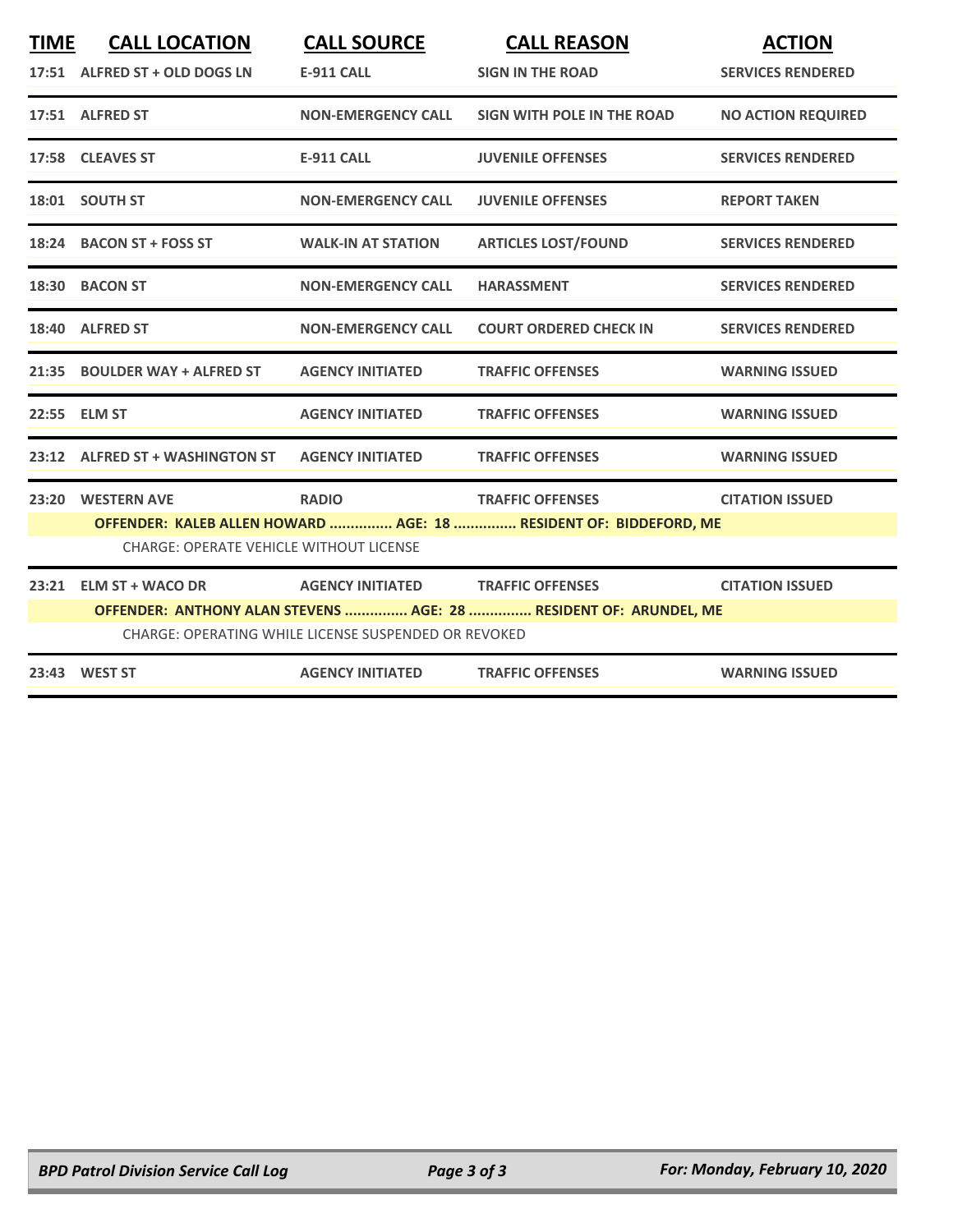| TIME | CALL LOCATION | CALL SOURCE | CALL REASON | ACTION |
|---|---|---|---|---|
| 17:51 | ALFRED ST + OLD DOGS LN | E-911 CALL | SIGN IN THE ROAD | SERVICES RENDERED |
| 17:51 | ALFRED ST | NON-EMERGENCY CALL | SIGN WITH POLE IN THE ROAD | NO ACTION REQUIRED |
| 17:58 | CLEAVES ST | E-911 CALL | JUVENILE OFFENSES | SERVICES RENDERED |
| 18:01 | SOUTH ST | NON-EMERGENCY CALL | JUVENILE OFFENSES | REPORT TAKEN |
| 18:24 | BACON ST + FOSS ST | WALK-IN AT STATION | ARTICLES LOST/FOUND | SERVICES RENDERED |
| 18:30 | BACON ST | NON-EMERGENCY CALL | HARASSMENT | SERVICES RENDERED |
| 18:40 | ALFRED ST | NON-EMERGENCY CALL | COURT ORDERED CHECK IN | SERVICES RENDERED |
| 21:35 | BOULDER WAY + ALFRED ST | AGENCY INITIATED | TRAFFIC OFFENSES | WARNING ISSUED |
| 22:55 | ELM ST | AGENCY INITIATED | TRAFFIC OFFENSES | WARNING ISSUED |
| 23:12 | ALFRED ST + WASHINGTON ST | AGENCY INITIATED | TRAFFIC OFFENSES | WARNING ISSUED |
| 23:20 | WESTERN AVE | RADIO | TRAFFIC OFFENSES | CITATION ISSUED |
| | OFFENDER: KALEB ALLEN HOWARD ............... AGE: 18 ............... RESIDENT OF: BIDDEFORD, ME | | | |
| | CHARGE: OPERATE VEHICLE WITHOUT LICENSE | | | |
| 23:21 | ELM ST + WACO DR | AGENCY INITIATED | TRAFFIC OFFENSES | CITATION ISSUED |
| | OFFENDER: ANTHONY ALAN STEVENS ............... AGE: 28 ............... RESIDENT OF: ARUNDEL, ME | | | |
| | CHARGE: OPERATING WHILE LICENSE SUSPENDED OR REVOKED | | | |
| 23:43 | WEST ST | AGENCY INITIATED | TRAFFIC OFFENSES | WARNING ISSUED |

*BPD Patrol Division Service Call Log* — *For: Monday, February 10, 2020*